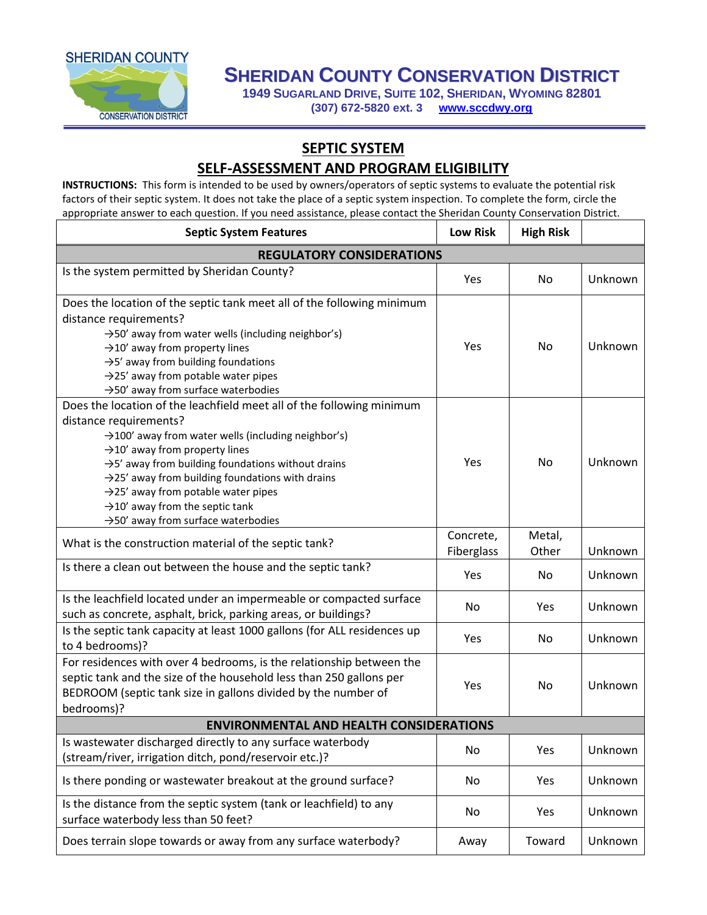# SHERIDAN COUNTY CONSERVATION DISTRICT

**1949 SUGARLAND DRIVE, SUITE 102, SHERIDAN, WYOMING 82801**
**(307) 672-5820 ext. 3 [www.sccdwy.org](http://www.sccdwy.org)**

## SEPTIC SYSTEM
## SELF-ASSESSMENT AND PROGRAM ELIGIBILITY

**INSTRUCTIONS:** This form is intended to be used by owners/operators of septic systems to evaluate the potential risk factors of their septic system. It does not take the place of a septic system inspection. To complete the form, circle the appropriate answer to each question. If you need assistance, please contact the Sheridan County Conservation District.

| Septic System Features | Low Risk | High Risk | |
|---|---|---|---|
| **REGULATORY CONSIDERATIONS** | | | |
| Is the system permitted by Sheridan County? | Yes | No | Unknown |
| Does the location of the septic tank meet all of the following minimum distance requirements?<br>→50' away from water wells (including neighbor's)<br>→10' away from property lines<br>→5' away from building foundations<br>→25' away from potable water pipes<br>→50' away from surface waterbodies | Yes | No | Unknown |
| Does the location of the leachfield meet all of the following minimum distance requirements?<br>→100' away from water wells (including neighbor's)<br>→10' away from property lines<br>→5' away from building foundations without drains<br>→25' away from building foundations with drains<br>→25' away from potable water pipes<br>→10' away from the septic tank<br>→50' away from surface waterbodies | Yes | No | Unknown |
| What is the construction material of the septic tank? | Concrete, Fiberglass | Metal, Other | Unknown |
| Is there a clean out between the house and the septic tank? | Yes | No | Unknown |
| Is the leachfield located under an impermeable or compacted surface such as concrete, asphalt, brick, parking areas, or buildings? | No | Yes | Unknown |
| Is the septic tank capacity at least 1000 gallons (for ALL residences up to 4 bedrooms)? | Yes | No | Unknown |
| For residences with over 4 bedrooms, is the relationship between the septic tank and the size of the household less than 250 gallons per BEDROOM (septic tank size in gallons divided by the number of bedrooms)? | Yes | No | Unknown |
| **ENVIRONMENTAL AND HEALTH CONSIDERATIONS** | | | |
| Is wastewater discharged directly to any surface waterbody (stream/river, irrigation ditch, pond/reservoir etc.)? | No | Yes | Unknown |
| Is there ponding or wastewater breakout at the ground surface? | No | Yes | Unknown |
| Is the distance from the septic system (tank or leachfield) to any surface waterbody less than 50 feet? | No | Yes | Unknown |
| Does terrain slope towards or away from any surface waterbody? | Away | Toward | Unknown |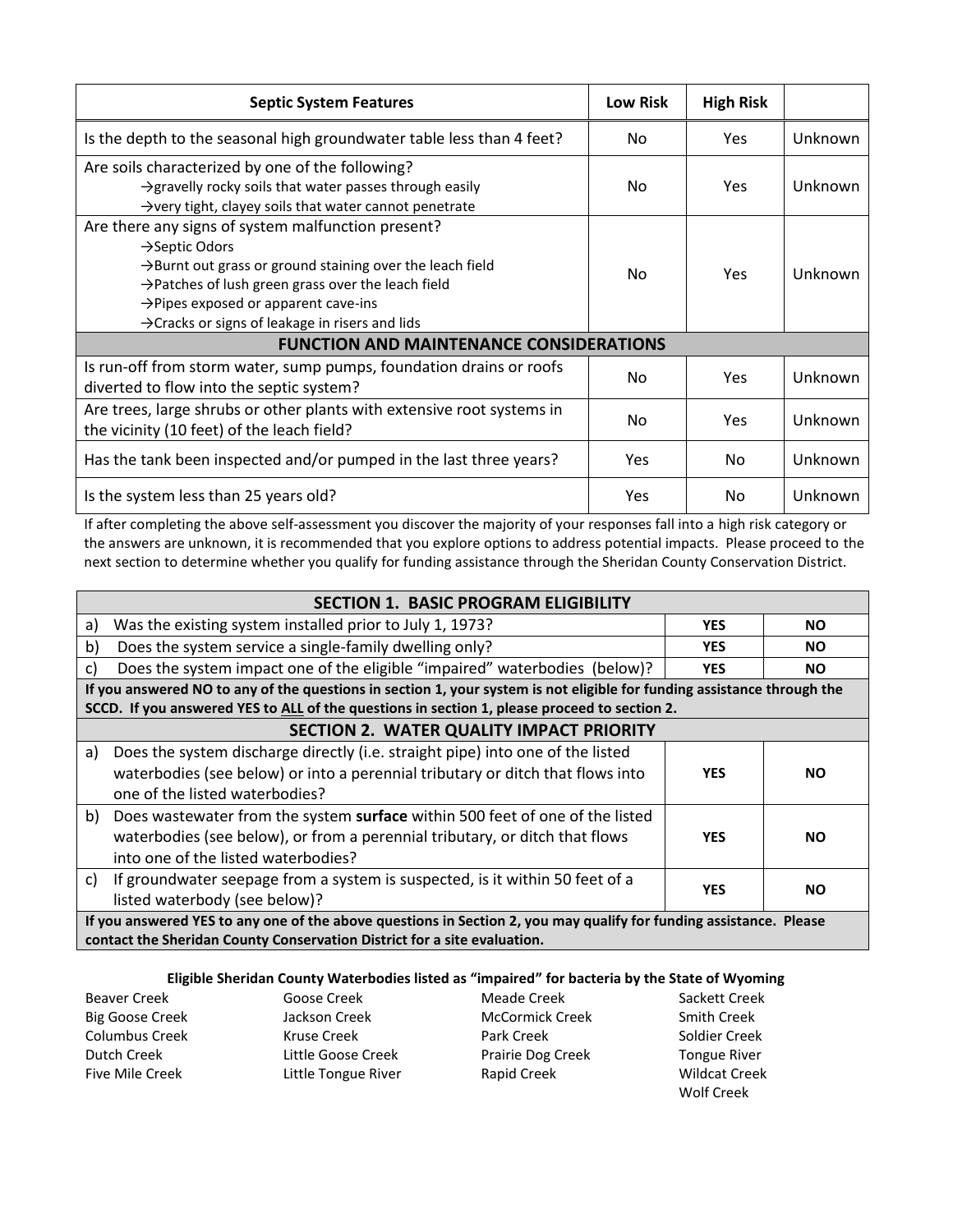| Septic System Features | Low Risk | High Risk | |
|---|---|---|---|
| Is the depth to the seasonal high groundwater table less than 4 feet? | No | Yes | Unknown |
| Are soils characterized by one of the following?<br>→gravelly rocky soils that water passes through easily<br>→very tight, clayey soils that water cannot penetrate | No | Yes | Unknown |
| Are there any signs of system malfunction present?<br>→Septic Odors<br>→Burnt out grass or ground staining over the leach field<br>→Patches of lush green grass over the leach field<br>→Pipes exposed or apparent cave-ins<br>→Cracks or signs of leakage in risers and lids | No | Yes | Unknown |
| **FUNCTION AND MAINTENANCE CONSIDERATIONS** | | | |
| Is run-off from storm water, sump pumps, foundation drains or roofs diverted to flow into the septic system? | No | Yes | Unknown |
| Are trees, large shrubs or other plants with extensive root systems in the vicinity (10 feet) of the leach field? | No | Yes | Unknown |
| Has the tank been inspected and/or pumped in the last three years? | Yes | No | Unknown |
| Is the system less than 25 years old? | Yes | No | Unknown |

If after completing the above self-assessment you discover the majority of your responses fall into a high risk category or the answers are unknown, it is recommended that you explore options to address potential impacts. Please proceed to the next section to determine whether you qualify for funding assistance through the Sheridan County Conservation District.

| SECTION 1. BASIC PROGRAM ELIGIBILITY | | |
|---|---|---|
| a) Was the existing system installed prior to July 1, 1973? | **YES** | **NO** |
| b) Does the system service a single-family dwelling only? | **YES** | **NO** |
| c) Does the system impact one of the eligible "impaired" waterbodies (below)? | **YES** | **NO** |
| **If you answered NO to any of the questions in section 1, your system is not eligible for funding assistance through the SCCD. If you answered YES to ALL of the questions in section 1, please proceed to section 2.** | | |
| **SECTION 2. WATER QUALITY IMPACT PRIORITY** | | |
| a) Does the system discharge directly (i.e. straight pipe) into one of the listed waterbodies (see below) or into a perennial tributary or ditch that flows into one of the listed waterbodies? | **YES** | **NO** |
| b) Does wastewater from the system **surface** within 500 feet of one of the listed waterbodies (see below), or from a perennial tributary, or ditch that flows into one of the listed waterbodies? | **YES** | **NO** |
| c) If groundwater seepage from a system is suspected, is it within 50 feet of a listed waterbody (see below)? | **YES** | **NO** |
| **If you answered YES to any one of the above questions in Section 2, you may qualify for funding assistance. Please contact the Sheridan County Conservation District for a site evaluation.** | | |

**Eligible Sheridan County Waterbodies listed as "impaired" for bacteria by the State of Wyoming**

- Beaver Creek
- Big Goose Creek
- Columbus Creek
- Dutch Creek
- Five Mile Creek
- Goose Creek
- Jackson Creek
- Kruse Creek
- Little Goose Creek
- Little Tongue River
- Meade Creek
- McCormick Creek
- Park Creek
- Prairie Dog Creek
- Rapid Creek
- Sackett Creek
- Smith Creek
- Soldier Creek
- Tongue River
- Wildcat Creek
- Wolf Creek